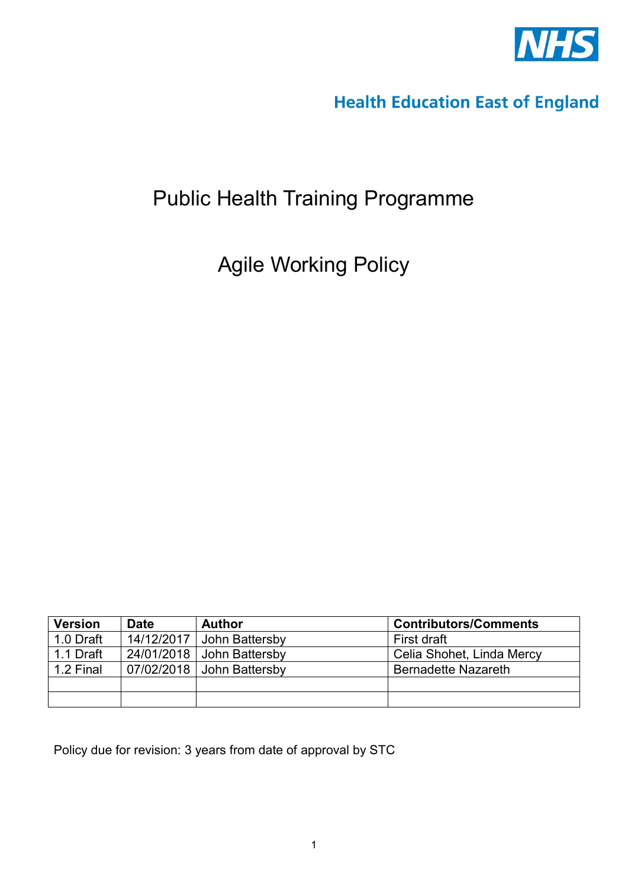NHS

Health Education East of England

# Public Health Training Programme

# Agile Working Policy

| Version | Date | Author | Contributors/Comments |
|---|---|---|---|
| 1.0 Draft | 14/12/2017 | John Battersby | First draft |
| 1.1 Draft | 24/01/2018 | John Battersby | Celia Shohet, Linda Mercy |
| 1.2 Final | 07/02/2018 | John Battersby | Bernadette Nazareth |
| | | | |
| | | | |

Policy due for revision: 3 years from date of approval by STC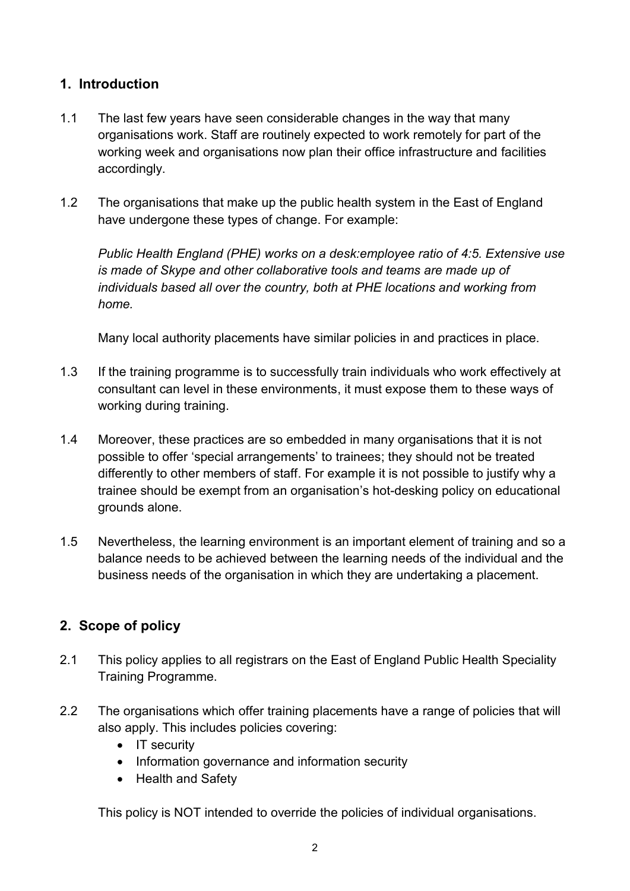## 1. Introduction

1.1 The last few years have seen considerable changes in the way that many organisations work. Staff are routinely expected to work remotely for part of the working week and organisations now plan their office infrastructure and facilities accordingly.

1.2 The organisations that make up the public health system in the East of England have undergone these types of change. For example:

*Public Health England (PHE) works on a desk:employee ratio of 4:5. Extensive use is made of Skype and other collaborative tools and teams are made up of individuals based all over the country, both at PHE locations and working from home.*

Many local authority placements have similar policies in and practices in place.

1.3 If the training programme is to successfully train individuals who work effectively at consultant can level in these environments, it must expose them to these ways of working during training.

1.4 Moreover, these practices are so embedded in many organisations that it is not possible to offer 'special arrangements' to trainees; they should not be treated differently to other members of staff. For example it is not possible to justify why a trainee should be exempt from an organisation's hot-desking policy on educational grounds alone.

1.5 Nevertheless, the learning environment is an important element of training and so a balance needs to be achieved between the learning needs of the individual and the business needs of the organisation in which they are undertaking a placement.

## 2. Scope of policy

2.1 This policy applies to all registrars on the East of England Public Health Speciality Training Programme.

2.2 The organisations which offer training placements have a range of policies that will also apply. This includes policies covering:

- IT security
- Information governance and information security
- Health and Safety

This policy is NOT intended to override the policies of individual organisations.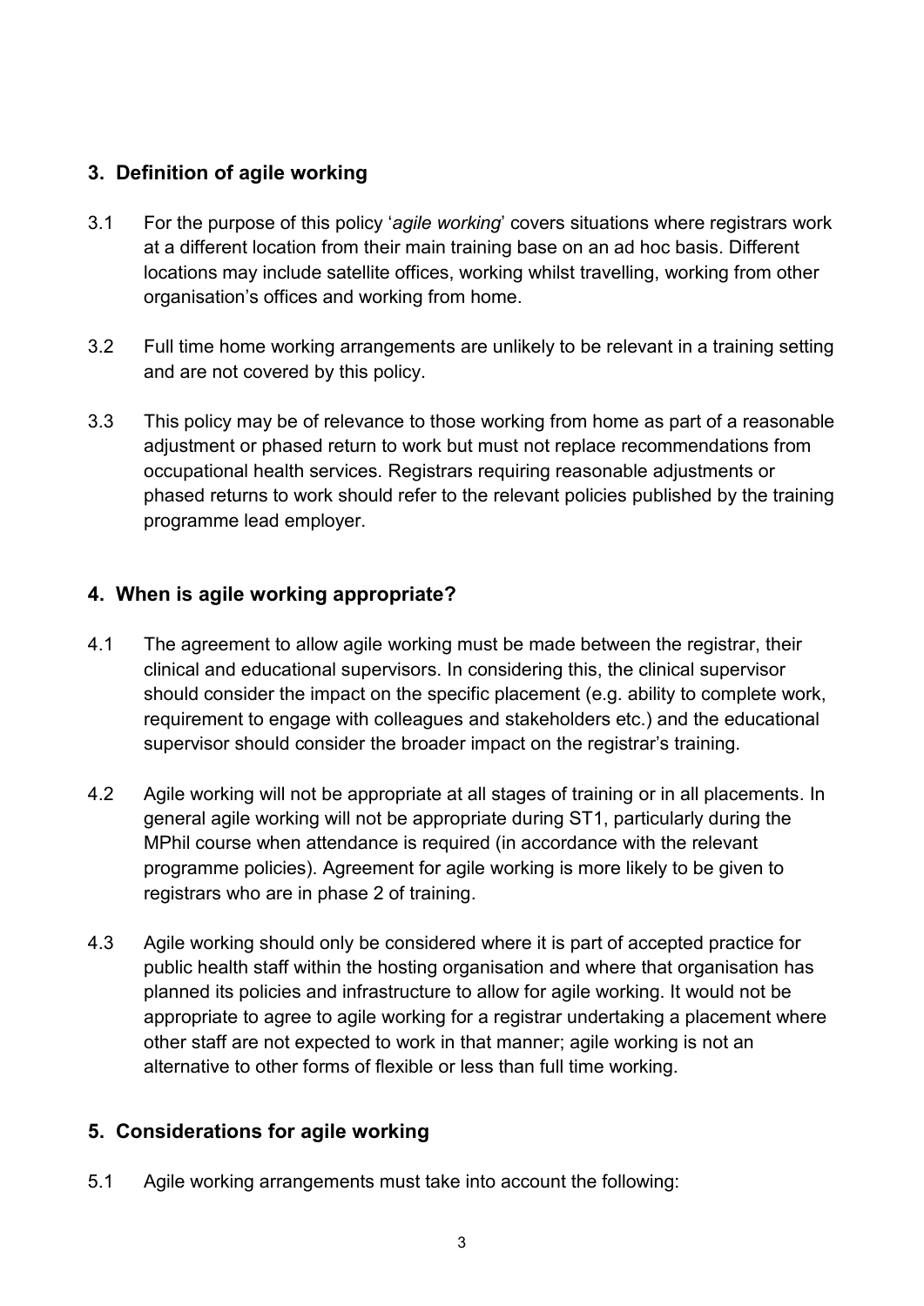## 3. Definition of agile working

3.1 For the purpose of this policy '*agile working*' covers situations where registrars work at a different location from their main training base on an ad hoc basis. Different locations may include satellite offices, working whilst travelling, working from other organisation's offices and working from home.

3.2 Full time home working arrangements are unlikely to be relevant in a training setting and are not covered by this policy.

3.3 This policy may be of relevance to those working from home as part of a reasonable adjustment or phased return to work but must not replace recommendations from occupational health services. Registrars requiring reasonable adjustments or phased returns to work should refer to the relevant policies published by the training programme lead employer.

## 4. When is agile working appropriate?

4.1 The agreement to allow agile working must be made between the registrar, their clinical and educational supervisors. In considering this, the clinical supervisor should consider the impact on the specific placement (e.g. ability to complete work, requirement to engage with colleagues and stakeholders etc.) and the educational supervisor should consider the broader impact on the registrar's training.

4.2 Agile working will not be appropriate at all stages of training or in all placements. In general agile working will not be appropriate during ST1, particularly during the MPhil course when attendance is required (in accordance with the relevant programme policies). Agreement for agile working is more likely to be given to registrars who are in phase 2 of training.

4.3 Agile working should only be considered where it is part of accepted practice for public health staff within the hosting organisation and where that organisation has planned its policies and infrastructure to allow for agile working. It would not be appropriate to agree to agile working for a registrar undertaking a placement where other staff are not expected to work in that manner; agile working is not an alternative to other forms of flexible or less than full time working.

## 5. Considerations for agile working

5.1 Agile working arrangements must take into account the following: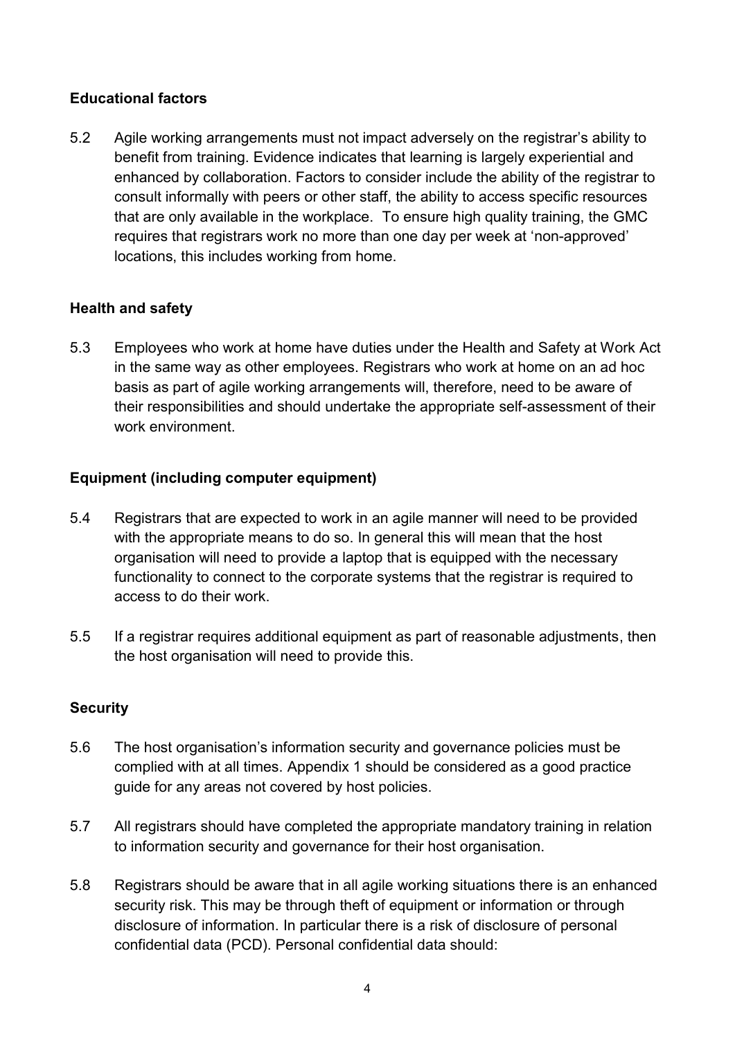**Educational factors**

5.2 Agile working arrangements must not impact adversely on the registrar's ability to benefit from training. Evidence indicates that learning is largely experiential and enhanced by collaboration. Factors to consider include the ability of the registrar to consult informally with peers or other staff, the ability to access specific resources that are only available in the workplace. To ensure high quality training, the GMC requires that registrars work no more than one day per week at 'non-approved' locations, this includes working from home.

**Health and safety**

5.3 Employees who work at home have duties under the Health and Safety at Work Act in the same way as other employees. Registrars who work at home on an ad hoc basis as part of agile working arrangements will, therefore, need to be aware of their responsibilities and should undertake the appropriate self-assessment of their work environment.

**Equipment (including computer equipment)**

5.4 Registrars that are expected to work in an agile manner will need to be provided with the appropriate means to do so. In general this will mean that the host organisation will need to provide a laptop that is equipped with the necessary functionality to connect to the corporate systems that the registrar is required to access to do their work.

5.5 If a registrar requires additional equipment as part of reasonable adjustments, then the host organisation will need to provide this.

**Security**

5.6 The host organisation's information security and governance policies must be complied with at all times. Appendix 1 should be considered as a good practice guide for any areas not covered by host policies.

5.7 All registrars should have completed the appropriate mandatory training in relation to information security and governance for their host organisation.

5.8 Registrars should be aware that in all agile working situations there is an enhanced security risk. This may be through theft of equipment or information or through disclosure of information. In particular there is a risk of disclosure of personal confidential data (PCD). Personal confidential data should: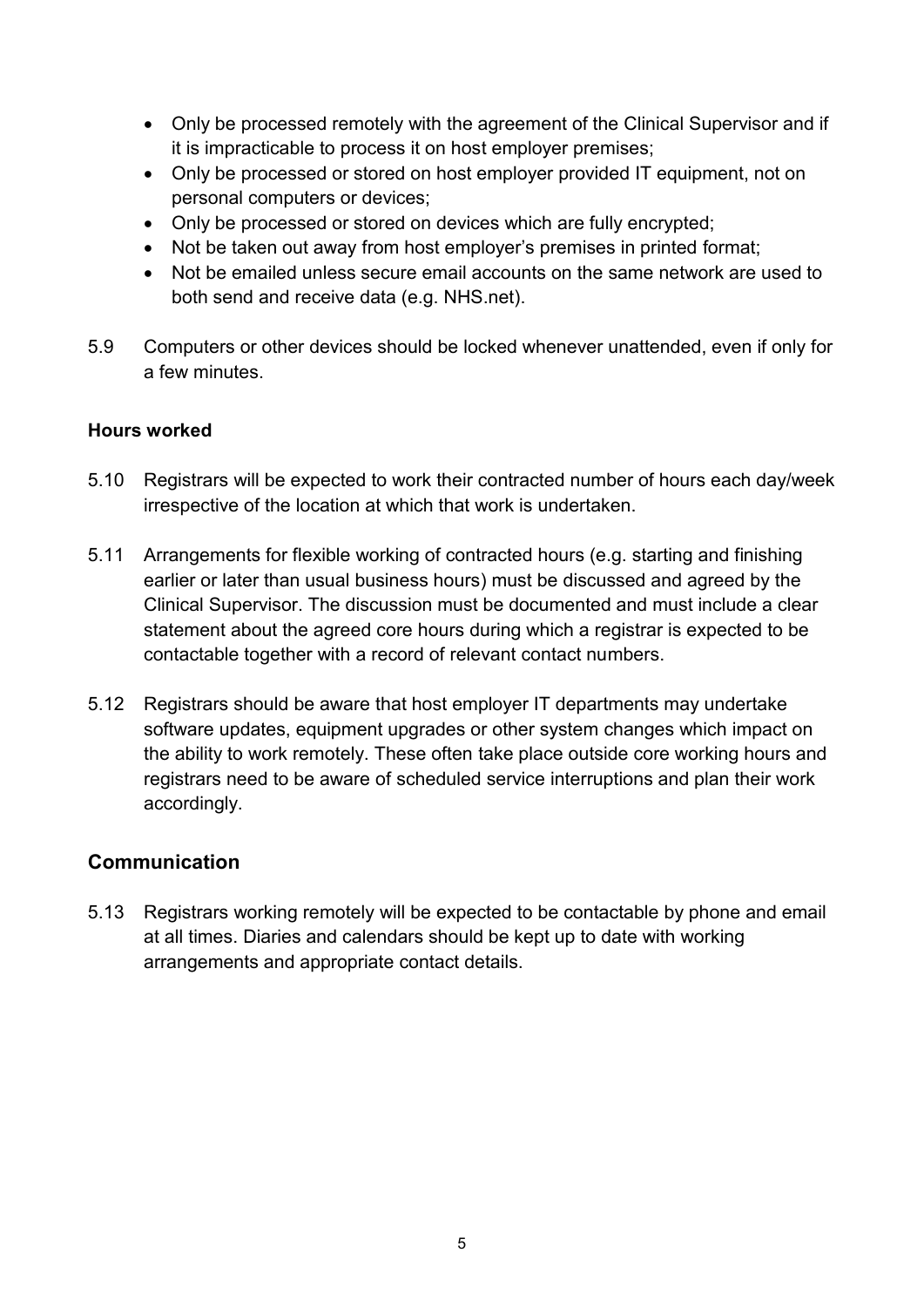- Only be processed remotely with the agreement of the Clinical Supervisor and if it is impracticable to process it on host employer premises;
- Only be processed or stored on host employer provided IT equipment, not on personal computers or devices;
- Only be processed or stored on devices which are fully encrypted;
- Not be taken out away from host employer's premises in printed format;
- Not be emailed unless secure email accounts on the same network are used to both send and receive data (e.g. NHS.net).

5.9 Computers or other devices should be locked whenever unattended, even if only for a few minutes.

**Hours worked**

5.10 Registrars will be expected to work their contracted number of hours each day/week irrespective of the location at which that work is undertaken.

5.11 Arrangements for flexible working of contracted hours (e.g. starting and finishing earlier or later than usual business hours) must be discussed and agreed by the Clinical Supervisor. The discussion must be documented and must include a clear statement about the agreed core hours during which a registrar is expected to be contactable together with a record of relevant contact numbers.

5.12 Registrars should be aware that host employer IT departments may undertake software updates, equipment upgrades or other system changes which impact on the ability to work remotely. These often take place outside core working hours and registrars need to be aware of scheduled service interruptions and plan their work accordingly.

## Communication

5.13 Registrars working remotely will be expected to be contactable by phone and email at all times. Diaries and calendars should be kept up to date with working arrangements and appropriate contact details.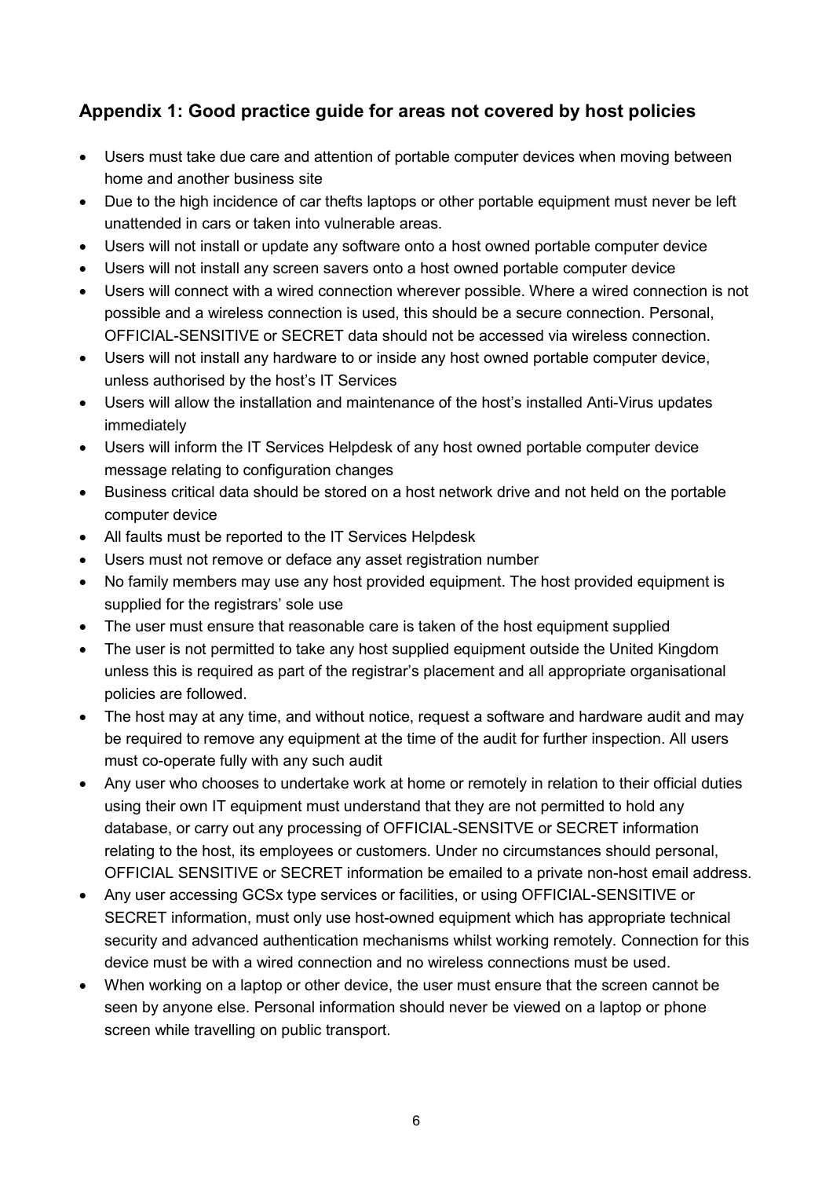## Appendix 1: Good practice guide for areas not covered by host policies

- Users must take due care and attention of portable computer devices when moving between home and another business site
- Due to the high incidence of car thefts laptops or other portable equipment must never be left unattended in cars or taken into vulnerable areas.
- Users will not install or update any software onto a host owned portable computer device
- Users will not install any screen savers onto a host owned portable computer device
- Users will connect with a wired connection wherever possible. Where a wired connection is not possible and a wireless connection is used, this should be a secure connection. Personal, OFFICIAL-SENSITIVE or SECRET data should not be accessed via wireless connection.
- Users will not install any hardware to or inside any host owned portable computer device, unless authorised by the host's IT Services
- Users will allow the installation and maintenance of the host's installed Anti-Virus updates immediately
- Users will inform the IT Services Helpdesk of any host owned portable computer device message relating to configuration changes
- Business critical data should be stored on a host network drive and not held on the portable computer device
- All faults must be reported to the IT Services Helpdesk
- Users must not remove or deface any asset registration number
- No family members may use any host provided equipment. The host provided equipment is supplied for the registrars' sole use
- The user must ensure that reasonable care is taken of the host equipment supplied
- The user is not permitted to take any host supplied equipment outside the United Kingdom unless this is required as part of the registrar's placement and all appropriate organisational policies are followed.
- The host may at any time, and without notice, request a software and hardware audit and may be required to remove any equipment at the time of the audit for further inspection. All users must co-operate fully with any such audit
- Any user who chooses to undertake work at home or remotely in relation to their official duties using their own IT equipment must understand that they are not permitted to hold any database, or carry out any processing of OFFICIAL-SENSITVE or SECRET information relating to the host, its employees or customers. Under no circumstances should personal, OFFICIAL SENSITIVE or SECRET information be emailed to a private non-host email address.
- Any user accessing GCSx type services or facilities, or using OFFICIAL-SENSITIVE or SECRET information, must only use host-owned equipment which has appropriate technical security and advanced authentication mechanisms whilst working remotely. Connection for this device must be with a wired connection and no wireless connections must be used.
- When working on a laptop or other device, the user must ensure that the screen cannot be seen by anyone else. Personal information should never be viewed on a laptop or phone screen while travelling on public transport.